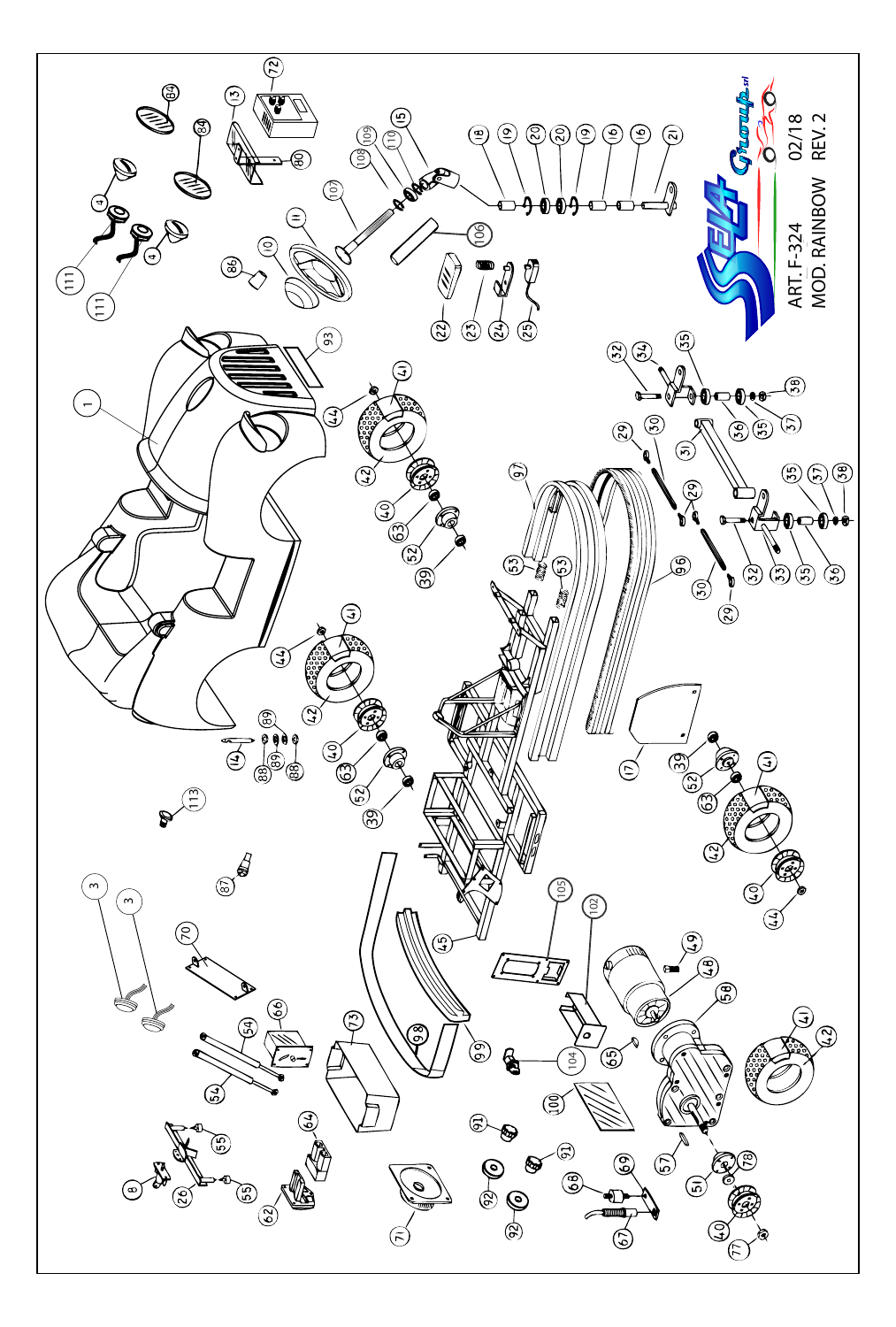ART. F-324
MOD. RAINBOW

02/18
REV. 2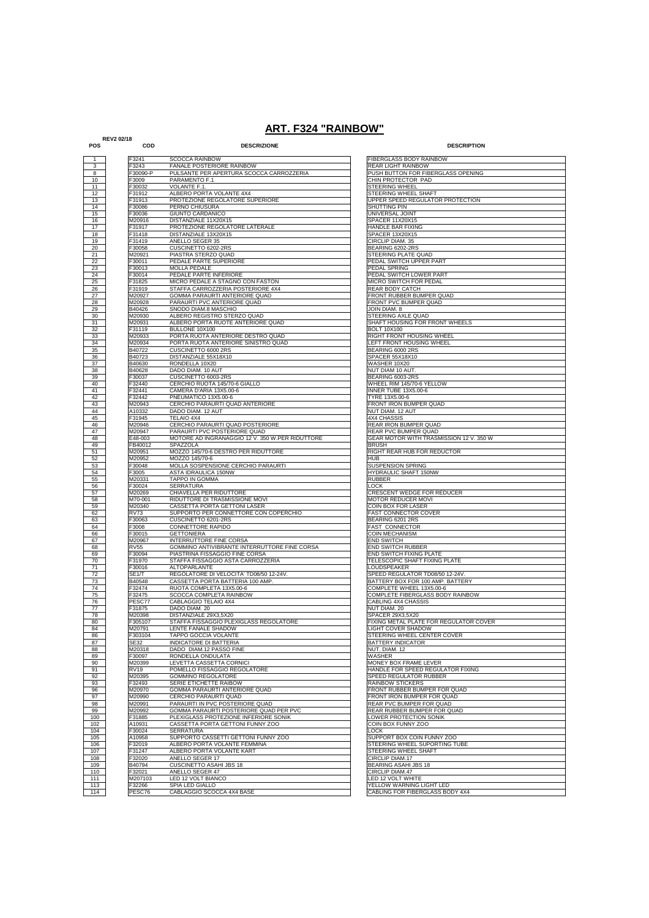# ART. F324 "RAINBOW"

REV2 02/18

| POS | COD | DESCRIZIONE | DESCRIPTION |
|---|---|---|---|
| 1 | F3241 | SCOCCA RAINBOW | FIBERGLASS BODY RAINBOW |
| 3 | F3243 | FANALE POSTERIORE RAINBOW | REAR LIGHT RAINBOW |
| 8 | F30090-P | PULSANTE PER APERTURA SCOCCA CARROZZERIA | PUSH BUTTON FOR FIBERGLASS OPENING |
| 10 | F3009 | PARAMENTO F.1 | CHIN PROTECTOR PAD |
| 11 | F30032 | VOLANTE F.1 | STEERING WHEEL |
| 12 | F31912 | ALBERO PORTA VOLANTE 4X4 | STEERING WHEEL SHAFT |
| 13 | F31913 | PROTEZIONE REGOLATORE SUPERIORE | UPPER SPEED REGULATOR PROTECTION |
| 14 | F30086 | PERNO CHIUSURA | SHUTTING PIN |
| 15 | F30036 | GIUNTO CARDANICO | UNIVERSAL JOINT |
| 16 | M20916 | DISTANZIALE 11X20X15 | SPACER 11X20X15 |
| 17 | F31917 | PROTEZIONE REGOLATORE LATERALE | HANDLE BAR FIXING |
| 18 | F31418 | DISTANZIALE 13X20X15 | SPACER 13X20X15 |
| 19 | F31419 | ANELLO SEGER 35 | CIRCLIP DIAM. 35 |
| 20 | F30058 | CUSCINETTO 6202-2RS | BEARING 6202-2RS |
| 21 | M20921 | PIASTRA STERZO QUAD | STEERING PLATE QUAD |
| 22 | F30011 | PEDALE PARTE SUPERIORE | PEDAL SWITCH UPPER PART |
| 23 | F30013 | MOLLA PEDALE | PEDAL SPRING |
| 24 | F30014 | PEDALE PARTE INFERIORE | PEDAL SWITCH LOWER PART |
| 25 | F31825 | MICRO PEDALE A STAGNO CON FASTON | MICRO SWITCH FOR PEDAL |
| 26 | F31919 | STAFFA CARROZZERIA POSTERIORE 4X4 | REAR BODY CATCH |
| 27 | M20927 | GOMMA PARAURTI ANTERIORE QUAD | FRONT RUBBER BUMPER QUAD |
| 28 | M20928 | PARAURTI PVC ANTERIORE QUAD | FRONT PVC BUMPER QUAD |
| 29 | B40426 | SNODO DIAM.8 MASCHIO | JOIN DIAM. 8 |
| 30 | M20930 | ALBERO REGISTRO STERZO QUAD | STEERING AXLE QUAD |
| 31 | M20931 | ALBERO PORTA RUOTE ANTERIORE QUAD | SHAFT HOUSING FOR FRONT WHEELS |
| 32 | F31119 | BULLONE 10X100 | BOLT 10X100 |
| 33 | M20933 | PORTA RUOTA ANTERIORE DESTRO QUAD | RIGHT FRONT HOUSING WHEEL |
| 34 | M20934 | PORTA RUOTA ANTERIORE SINISTRO QUAD | LEFT FRONT HOUSING WHEEL |
| 35 | B40722 | CUSCINETTO 6000 2RS | BEARING 6000 2RS |
| 36 | B40723 | DISTANZIALE 55X18X10 | SPACER 55X18X10 |
| 37 | B40630 | RONDELLA 10X20 | WASHER 10X20 |
| 38 | B40628 | DADO DIAM. 10 AUT | NUT DIAM 10 AUT. |
| 39 | F30037 | CUSCINETTO 6003-2RS | BEARING 6003-2RS |
| 40 | F32440 | CERCHIO RUOTA 145/70-6 GIALLO | WHEEL RIM 145/70-6 YELLOW |
| 41 | F32441 | CAMERA D'ARIA 13X5.00-6 | INNER TUBE 13X5.00-6 |
| 42 | F32442 | PNEUMATICO 13X5.00-6 | TYRE 13X5.00-6 |
| 43 | M20943 | CERCHIO PARAURTI QUAD ANTERIORE | FRONT IRON BUMPER QUAD |
| 44 | A10332 | DADO DIAM. 12 AUT | NUT DIAM. 12 AUT |
| 45 | F31945 | TELAIO 4X4 | 4X4 CHASSIS |
| 46 | M20946 | CERCHIO PARAURTI QUAD POSTERIORE | REAR IRON BUMPER QUAD |
| 47 | M20947 | PARAURTI PVC POSTERIORE QUAD | REAR PVC BUMPER QUAD |
| 48 | E48-003 | MOTORE AD INGRANAGGIO 12 V. 350 W.PER RIDUTTORE | GEAR MOTOR WITH TRASMISSION 12 V. 350 W |
| 49 | FB40012 | SPAZZOLA | BRUSH |
| 51 | M20951 | MOZZO 145/70-6 DESTRO PER RIDUTTORE | RIGHT REAR HUB FOR REDUCER |
| 52 | M20952 | MOZZO 145/70-6 | HUB |
| 53 | F30048 | MOLLA SOSPENSIONE CERCHIO PARAURTI | SUSPENSION SPRING |
| 54 | F3005 | ASTA IDRAULICA 150NW | HYDRAULIC SHAFT 150NW |
| 55 | M20331 | TAPPO IN GOMMA | RUBBER |
| 56 | F30024 | SERRATURA | LOCK |
| 57 | M20269 | CHIAVELLA PER RIDUTTORE | CRESCENT WEDGE FOR REDUCER |
| 58 | M70-001 | RIDUTTORE DI TRASMISSIONE MOVI | MOTOR REDUCER MOVI |
| 59 | M20340 | CASSETTA PORTA GETTONI LASER | COIN BOX FOR LASER |
| 62 | RV73 | SUPPORTO PER CONNETTORE CON COPERCHIO | FAST CONNECTOR COVER |
| 63 | F30063 | CUSCINETTO 6201-2RS | BEARING 6201 2RS |
| 64 | F3008 | CONNETTORE RAPIDO | FAST CONNECTOR |
| 66 | F30015 | GETTONIERA | COIN MECHANISM |
| 67 | M20967 | INTERRUTTORE FINE CORSA | END SWITCH |
| 68 | RV55 | GOMMINO ANTIVIBRANTE INTERRUTTORE FINE CORSA | END SWITCH RUBBER |
| 69 | F30094 | PIASTRINA FISSAGGIO FINE CORSA | END SWITCH FIXING PLATE |
| 70 | F31970 | STAFFA FISSAGGIO ASTA CARROZZERIA | TELESCOPIC SHAFT FIXING PLATE |
| 71 | F30016 | ALTOPARLANTE | LOUDSPEAKER |
| 72 | SE1/T | REGOLATORE DI VELOCITA' TD08/50 12-24V. | SPEED REGULATOR TD08/50 12-24V. |
| 73 | B40548 | CASSETTA PORTA BATTERIA 100 AMP. | BATTERY BOX FOR 100 AMP. BATTERY |
| 74 | F32474 | RUOTA COMPLETA 13X5.00-6 | COMPLETE WHEEL 13X5.00-6 |
| 75 | F32475 | SCOCCA COMPLETA RAINBOW | COMPLETE FIBERGLASS BODY RAINBOW |
| 76 | PESC77 | CABLAGGIO TELAIO 4X4 | CABLING 4X4 CHASSIS |
| 77 | F31875 | DADO DIAM. 20 | NUT DIAM. 20 |
| 78 | M20398 | DISTANZIALE 29X3,5X20 | SPACER 29X3,5X20 |
| 80 | F305107 | STAFFA FISSAGGIO PLEXIGLASS REGOLATORE | FIXING METAL PLATE FOR REGULATOR COVER |
| 84 | M20791 | LENTE FANALE SHADOW | LIGHT COVER SHADOW |
| 86 | F303104 | TAPPO GOCCIA VOLANTE | STEERING WHEEL CENTER COVER |
| 87 | SE32 | INDICATORE DI BATTERIA | BATTERY INDICATOR |
| 88 | M20318 | DADO DIAM.12 PASSO FINE | NUT. DIAM. 12 |
| 89 | F30097 | RONDELLA ONDULATA | WASHER |
| 90 | M20399 | LEVETTA CASSETTA CORNICI | MONEY BOX FRAME LEVER |
| 91 | RV19 | POMELLO FISSAGGIO REGOLATORE | HANDLE FOR SPEED REGULATOR FIXING |
| 92 | M20395 | GOMMINO REGOLATORE | SPEED REGULATOR RUBBER |
| 93 | F32493 | SERIE ETICHETTE RAIBOW | RAINBOW STICKERS |
| 96 | M20970 | GOMMA PARAURTI ANTERIORE QUAD | FRONT RUBBER BUMPER FOR QUAD |
| 97 | M20990 | CERCHIO PARAURTI QUAD | FRONT IRON BUMPER FOR QUAD |
| 98 | M20991 | PARAURTI IN PVC POSTERIORE QUAD | REAR PVC BUMPER FOR QUAD |
| 99 | M20992 | GOMMA PARAURTI POSTERIORE QUAD PER PVC | REAR RUBBER BUMPER FOR QUAD |
| 100 | F31885 | PLEXIGLASS PROTEZIONE INFERIORE SONIK | LOWER PROTECTION SONIK |
| 102 | A10931 | CASSETTA PORTA GETTONI FUNNY ZOO | COIN BOX FUNNY ZOO |
| 104 | F30024 | SERRATURA | LOCK |
| 105 | A10958 | SUPPORTO CASSETTI GETTONI FUNNY ZOO | SUPPORT BOX COIN FUNNY ZOO |
| 106 | F32019 | ALBERO PORTA VOLANTE FEMMINA | STEERING WHEEL SUPORTING TUBE |
| 107 | F31247 | ALBERO PORTA VOLANTE KART | STEERING WHEEL SHAFT |
| 108 | F32020 | ANELLO SEGER 17 | CIRCLIP DIAM.17 |
| 109 | B40794 | CUSCINETTO ASAHI JBS 18 | BEARING ASAHI JBS 18 |
| 110 | F32021 | ANELLO SEGER 47 | CIRCLIP DIAM.47 |
| 111 | M207103 | LED 12 VOLT BIANCO | LED 12 VOLT WHITE |
| 113 | F32266 | SPIA LED GIALLO | YELLOW WARNING LIGHT LED |
| 114 | PESC76 | CABLAGGIO SCOCCA 4X4 BASE | CABLING FOR FIBERGLASS BODY 4X4 |